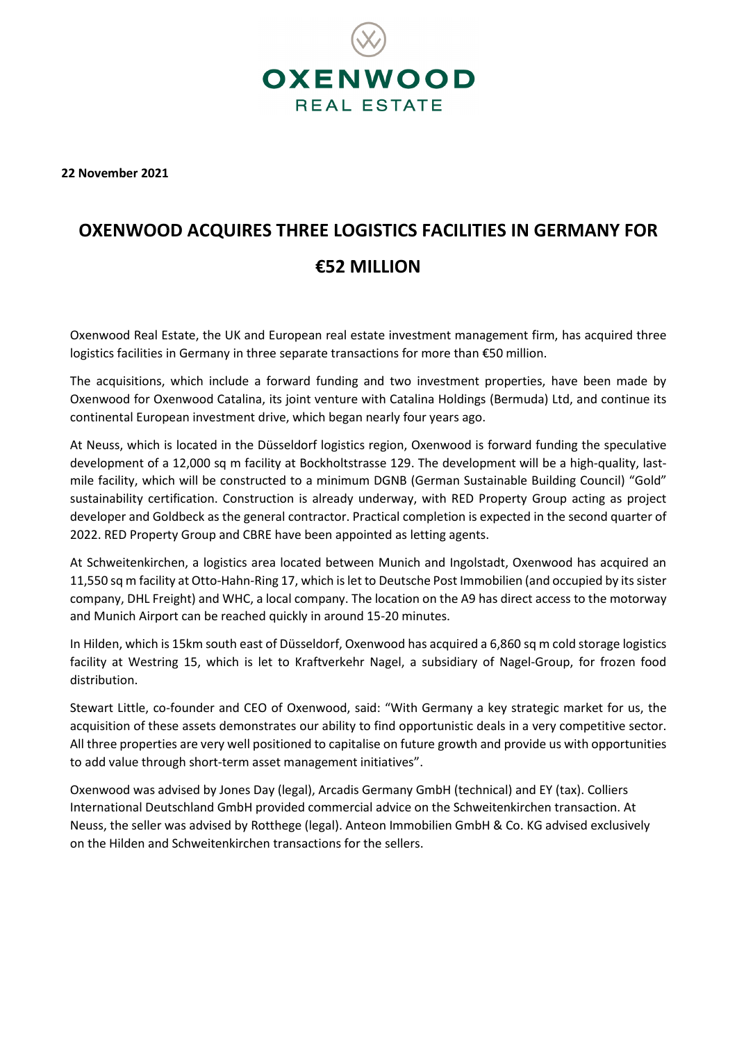**22 November 2021**

# OXENWOOD ACQUIRES THREE LOGISTICS FACILITIES IN GERMANY FOR €52 MILLION

Oxenwood Real Estate, the UK and European real estate investment management firm, has acquired three logistics facilities in Germany in three separate transactions for more than €50 million.

The acquisitions, which include a forward funding and two investment properties, have been made by Oxenwood for Oxenwood Catalina, its joint venture with Catalina Holdings (Bermuda) Ltd, and continue its continental European investment drive, which began nearly four years ago.

At Neuss, which is located in the Düsseldorf logistics region, Oxenwood is forward funding the speculative development of a 12,000 sq m facility at Bockholtstrasse 129. The development will be a high-quality, last-mile facility, which will be constructed to a minimum DGNB (German Sustainable Building Council) "Gold" sustainability certification. Construction is already underway, with RED Property Group acting as project developer and Goldbeck as the general contractor. Practical completion is expected in the second quarter of 2022. RED Property Group and CBRE have been appointed as letting agents.

At Schweitenkirchen, a logistics area located between Munich and Ingolstadt, Oxenwood has acquired an 11,550 sq m facility at Otto-Hahn-Ring 17, which is let to Deutsche Post Immobilien (and occupied by its sister company, DHL Freight) and WHC, a local company. The location on the A9 has direct access to the motorway and Munich Airport can be reached quickly in around 15-20 minutes.

In Hilden, which is 15km south east of Düsseldorf, Oxenwood has acquired a 6,860 sq m cold storage logistics facility at Westring 15, which is let to Kraftverkehr Nagel, a subsidiary of Nagel-Group, for frozen food distribution.

Stewart Little, co-founder and CEO of Oxenwood, said: "With Germany a key strategic market for us, the acquisition of these assets demonstrates our ability to find opportunistic deals in a very competitive sector. All three properties are very well positioned to capitalise on future growth and provide us with opportunities to add value through short-term asset management initiatives".

Oxenwood was advised by Jones Day (legal), Arcadis Germany GmbH (technical) and EY (tax). Colliers International Deutschland GmbH provided commercial advice on the Schweitenkirchen transaction. At Neuss, the seller was advised by Rotthege (legal). Anteon Immobilien GmbH & Co. KG advised exclusively on the Hilden and Schweitenkirchen transactions for the sellers.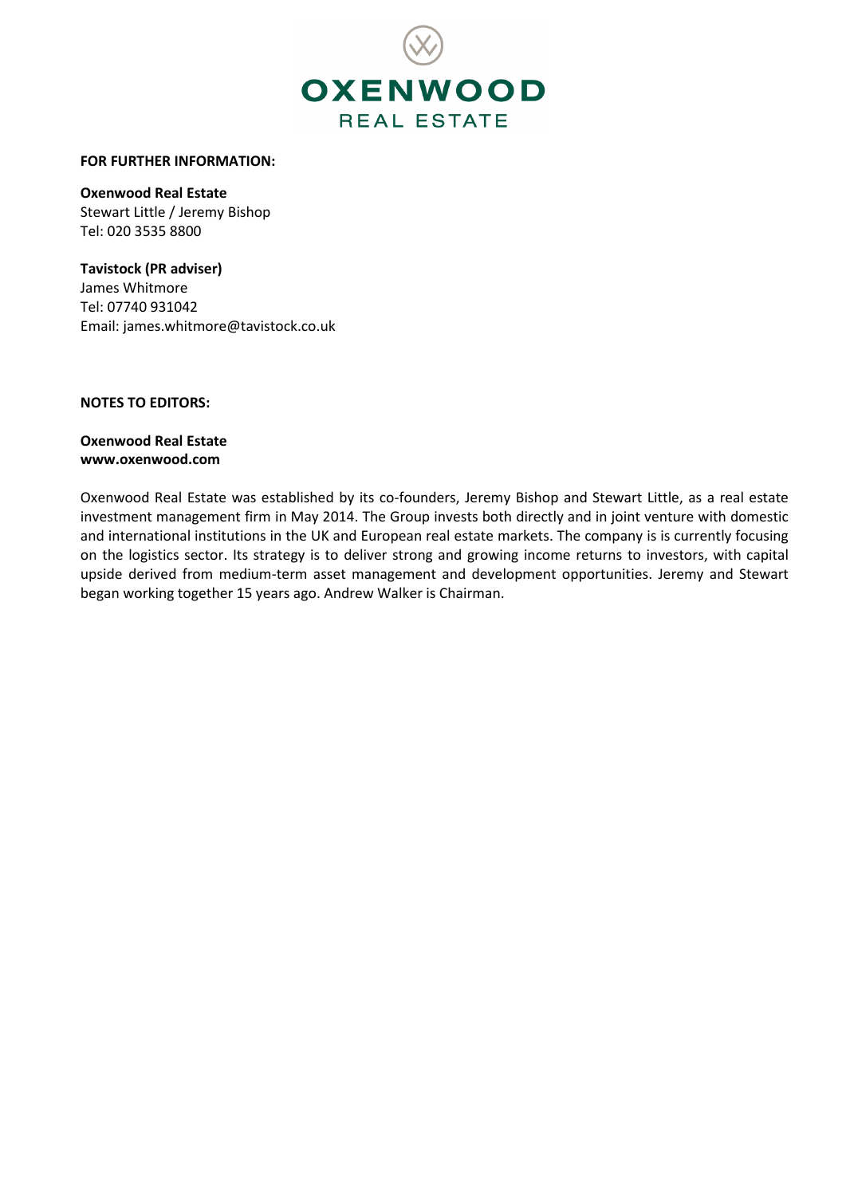**FOR FURTHER INFORMATION:**

**Oxenwood Real Estate**
Stewart Little / Jeremy Bishop
Tel: 020 3535 8800

**Tavistock (PR adviser)**
James Whitmore
Tel: 07740 931042
Email: james.whitmore@tavistock.co.uk

**NOTES TO EDITORS:**

**Oxenwood Real Estate**
**www.oxenwood.com**

Oxenwood Real Estate was established by its co-founders, Jeremy Bishop and Stewart Little, as a real estate investment management firm in May 2014. The Group invests both directly and in joint venture with domestic and international institutions in the UK and European real estate markets. The company is is currently focusing on the logistics sector. Its strategy is to deliver strong and growing income returns to investors, with capital upside derived from medium-term asset management and development opportunities. Jeremy and Stewart began working together 15 years ago. Andrew Walker is Chairman.